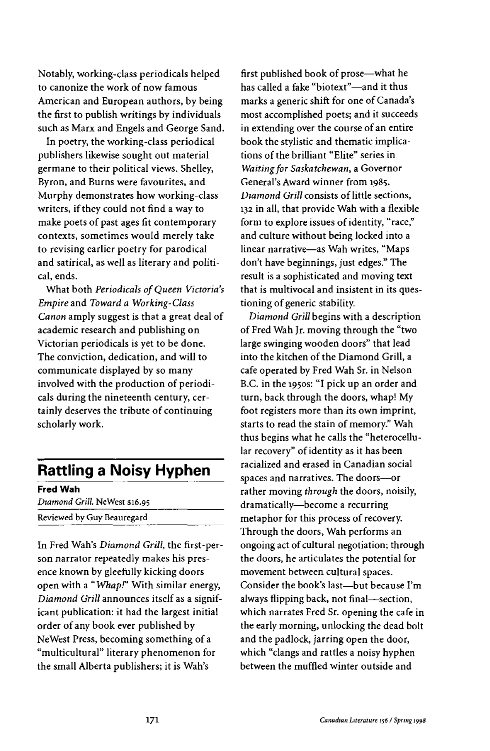Notably, working-class periodicals helped to canonize the work of now famous American and European authors, by being the first to publish writings by individuals such as Marx and Engels and George Sand.

In poetry, the working-class periodical publishers likewise sought out material germane to their political views. Shelley, Byron, and Burns were favourites, and Murphy demonstrates how working-class writers, if they could not find a way to make poets of past ages fit contemporary contexts, sometimes would merely take to revising earlier poetry for parodical and satirical, as well as literary and political, ends.

What both *Periodicals of Queen Victoria's Empire* and *Toward a Working-Class Canon* amply suggest is that a great deal of academic research and publishing on Victorian periodicals is yet to be done. The conviction, dedication, and will to communicate displayed by so many involved with the production of periodicals during the nineteenth century, certainly deserves the tribute of continuing scholarly work.

## Rattling a Noisy Hyphen

**Fred Wah**

*Diamond Grill*. NeWest $16.95

Reviewed by Guy Beauregard

In Fred Wah's *Diamond Grill*, the first-person narrator repeatedly makes his presence known by gleefully kicking doors open with a "*Whap!*" With similar energy, *Diamond Grill* announces itself as a significant publication: it had the largest initial order of any book ever published by NeWest Press, becoming something of a "multicultural" literary phenomenon for the small Alberta publishers; it is Wah's first published book of prose—what he has called a fake "biotext"—and it thus marks a generic shift for one of Canada's most accomplished poets; and it succeeds in extending over the course of an entire book the stylistic and thematic implications of the brilliant "Elite" series in *Waiting for Saskatchewan*, a Governor General's Award winner from 1985. *Diamond Grill* consists of little sections, 132 in all, that provide Wah with a flexible form to explore issues of identity, "race," and culture without being locked into a linear narrative—as Wah writes, "Maps don't have beginnings, just edges." The result is a sophisticated and moving text that is multivocal and insistent in its questioning of generic stability.

*Diamond Grill* begins with a description of Fred Wah Jr. moving through the "two large swinging wooden doors" that lead into the kitchen of the Diamond Grill, a cafe operated by Fred Wah Sr. in Nelson B.C. in the 1950s: "I pick up an order and turn, back through the doors, whap! My foot registers more than its own imprint, starts to read the stain of memory." Wah thus begins what he calls the "heterocellular recovery" of identity as it has been racialized and erased in Canadian social spaces and narratives. The doors—or rather moving *through* the doors, noisily, dramatically—become a recurring metaphor for this process of recovery. Through the doors, Wah performs an ongoing act of cultural negotiation; through the doors, he articulates the potential for movement between cultural spaces. Consider the book's last—but because I'm always flipping back, not final—section, which narrates Fred Sr. opening the cafe in the early morning, unlocking the dead bolt and the padlock, jarring open the door, which "clangs and rattles a noisy hyphen between the muffled winter outside and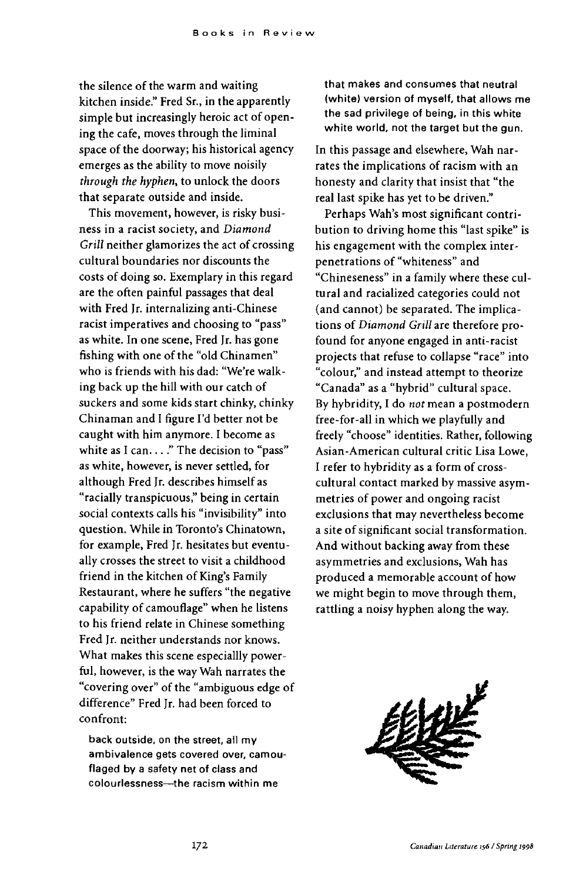the silence of the warm and waiting kitchen inside." Fred Sr., in the apparently simple but increasingly heroic act of opening the cafe, moves through the liminal space of the doorway; his historical agency emerges as the ability to move noisily *through the hyphen*, to unlock the doors that separate outside and inside.

This movement, however, is risky business in a racist society, and *Diamond Grill* neither glamorizes the act of crossing cultural boundaries nor discounts the costs of doing so. Exemplary in this regard are the often painful passages that deal with Fred Jr. internalizing anti-Chinese racist imperatives and choosing to "pass" as white. In one scene, Fred Jr. has gone fishing with one of the "old Chinamen" who is friends with his dad: "We're walking back up the hill with our catch of suckers and some kids start chinky, chinky Chinaman and I figure I'd better not be caught with him anymore. I become as white as I can. . . ." The decision to "pass" as white, however, is never settled, for although Fred Jr. describes himself as "racially transpicuous," being in certain social contexts calls his "invisibility" into question. While in Toronto's Chinatown, for example, Fred Jr. hesitates but eventually crosses the street to visit a childhood friend in the kitchen of King's Family Restaurant, where he suffers "the negative capability of camouflage" when he listens to his friend relate in Chinese something Fred Jr. neither understands nor knows. What makes this scene especiallly powerful, however, is the way Wah narrates the "covering over" of the "ambiguous edge of difference" Fred Jr. had been forced to confront:

> back outside, on the street, all my ambivalence gets covered over, camouflaged by a safety net of class and colourlessness—the racism within me that makes and consumes that neutral (white) version of myself, that allows me the sad privilege of being, in this white white world, not the target but the gun.

In this passage and elsewhere, Wah narrates the implications of racism with an honesty and clarity that insist that "the real last spike has yet to be driven."

Perhaps Wah's most significant contribution to driving home this "last spike" is his engagement with the complex interpenetrations of "whiteness" and "Chineseness" in a family where these cultural and racialized categories could not (and cannot) be separated. The implications of *Diamond Grill* are therefore profound for anyone engaged in anti-racist projects that refuse to collapse "race" into "colour," and instead attempt to theorize "Canada" as a "hybrid" cultural space. By hybridity, I do *not* mean a postmodern free-for-all in which we playfully and freely "choose" identities. Rather, following Asian-American cultural critic Lisa Lowe, I refer to hybridity as a form of cross-cultural contact marked by massive asymmetries of power and ongoing racist exclusions that may nevertheless become a site of significant social transformation. And without backing away from these asymmetries and exclusions, Wah has produced a memorable account of how we might begin to move through them, rattling a noisy hyphen along the way.